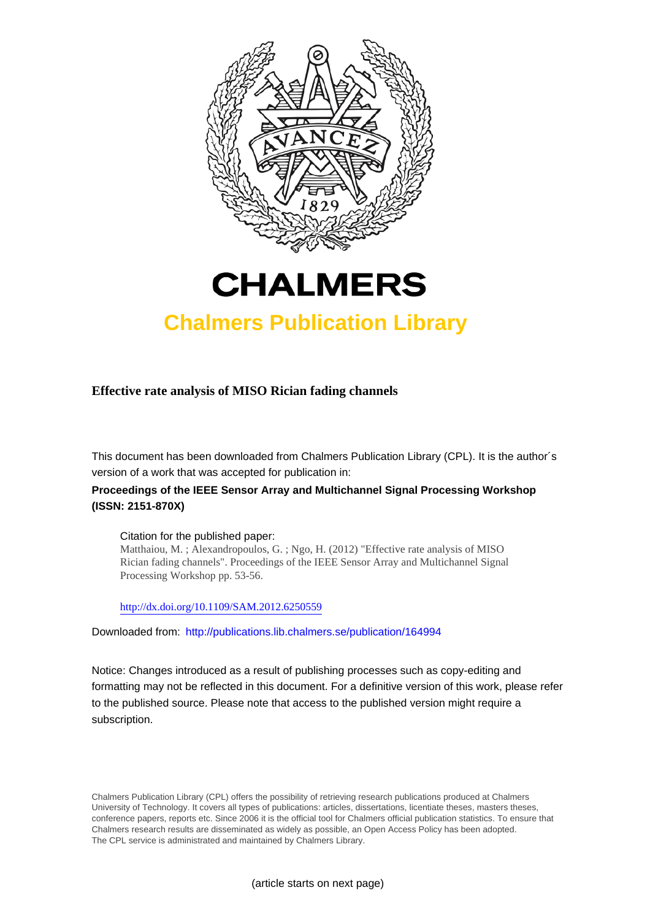# CHALMERS

## Chalmers Publication Library

**Effective rate analysis of MISO Rician fading channels**

This document has been downloaded from Chalmers Publication Library (CPL). It is the author´s version of a work that was accepted for publication in:

**Proceedings of the IEEE Sensor Array and Multichannel Signal Processing Workshop (ISSN: 2151-870X)**

Citation for the published paper:
Matthaiou, M. ; Alexandropoulos, G. ; Ngo, H. (2012) "Effective rate analysis of MISO Rician fading channels". Proceedings of the IEEE Sensor Array and Multichannel Signal Processing Workshop pp. 53-56.

http://dx.doi.org/10.1109/SAM.2012.6250559

Downloaded from: http://publications.lib.chalmers.se/publication/164994

Notice: Changes introduced as a result of publishing processes such as copy-editing and formatting may not be reflected in this document. For a definitive version of this work, please refer to the published source. Please note that access to the published version might require a subscription.

Chalmers Publication Library (CPL) offers the possibility of retrieving research publications produced at Chalmers University of Technology. It covers all types of publications: articles, dissertations, licentiate theses, masters theses, conference papers, reports etc. Since 2006 it is the official tool for Chalmers official publication statistics. To ensure that Chalmers research results are disseminated as widely as possible, an Open Access Policy has been adopted. The CPL service is administrated and maintained by Chalmers Library.

(article starts on next page)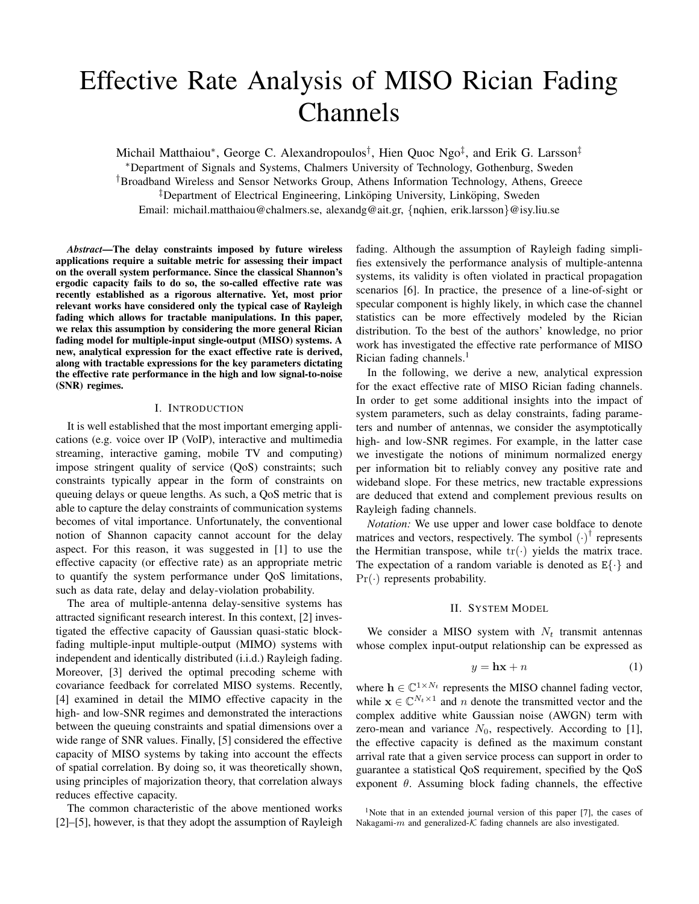# Effective Rate Analysis of MISO Rician Fading Channels

Michail Matthaiou[*], George C. Alexandropoulos[†], Hien Quoc Ngo[‡], and Erik G. Larsson[‡]

[*]Department of Signals and Systems, Chalmers University of Technology, Gothenburg, Sweden

[†]Broadband Wireless and Sensor Networks Group, Athens Information Technology, Athens, Greece

[‡]Department of Electrical Engineering, Linköping University, Linköping, Sweden

Email: michail.matthaiou@chalmers.se, alexandg@ait.gr, {nqhien, erik.larsson}@isy.liu.se

***Abstract*—The delay constraints imposed by future wireless applications require a suitable metric for assessing their impact on the overall system performance. Since the classical Shannon's ergodic capacity fails to do so, the so-called effective rate was recently established as a rigorous alternative. Yet, most prior relevant works have considered only the typical case of Rayleigh fading which allows for tractable manipulations. In this paper, we relax this assumption by considering the more general Rician fading model for multiple-input single-output (MISO) systems. A new, analytical expression for the exact effective rate is derived, along with tractable expressions for the key parameters dictating the effective rate performance in the high and low signal-to-noise (SNR) regimes.**

## I. Introduction

It is well established that the most important emerging applications (e.g. voice over IP (VoIP), interactive and multimedia streaming, interactive gaming, mobile TV and computing) impose stringent quality of service (QoS) constraints; such constraints typically appear in the form of constraints on queuing delays or queue lengths. As such, a QoS metric that is able to capture the delay constraints of communication systems becomes of vital importance. Unfortunately, the conventional notion of Shannon capacity cannot account for the delay aspect. For this reason, it was suggested in [1] to use the effective capacity (or effective rate) as an appropriate metric to quantify the system performance under QoS limitations, such as data rate, delay and delay-violation probability.

The area of multiple-antenna delay-sensitive systems has attracted significant research interest. In this context, [2] investigated the effective capacity of Gaussian quasi-static block-fading multiple-input multiple-output (MIMO) systems with independent and identically distributed (i.i.d.) Rayleigh fading. Moreover, [3] derived the optimal precoding scheme with covariance feedback for correlated MISO systems. Recently, [4] examined in detail the MIMO effective capacity in the high- and low-SNR regimes and demonstrated the interactions between the queuing constraints and spatial dimensions over a wide range of SNR values. Finally, [5] considered the effective capacity of MISO systems by taking into account the effects of spatial correlation. By doing so, it was theoretically shown, using principles of majorization theory, that correlation always reduces effective capacity.

The common characteristic of the above mentioned works [2]–[5], however, is that they adopt the assumption of Rayleigh fading. Although the assumption of Rayleigh fading simplifies extensively the performance analysis of multiple-antenna systems, its validity is often violated in practical propagation scenarios [6]. In practice, the presence of a line-of-sight or specular component is highly likely, in which case the channel statistics can be more effectively modeled by the Rician distribution. To the best of the authors' knowledge, no prior work has investigated the effective rate performance of MISO Rician fading channels.[1]

In the following, we derive a new, analytical expression for the exact effective rate of MISO Rician fading channels. In order to get some additional insights into the impact of system parameters, such as delay constraints, fading parameters and number of antennas, we consider the asymptotically high- and low-SNR regimes. For example, in the latter case we investigate the notions of minimum normalized energy per information bit to reliably convey any positive rate and wideband slope. For these metrics, new tractable expressions are deduced that extend and complement previous results on Rayleigh fading channels.

*Notation:* We use upper and lower case boldface to denote matrices and vectors, respectively. The symbol $(\cdot)^\dagger$ represents the Hermitian transpose, while $\mathrm{tr}(\cdot)$ yields the matrix trace. The expectation of a random variable is denoted as $\mathrm{E}\{\cdot\}$ and $\Pr(\cdot)$ represents probability.

## II. System Model

We consider a MISO system with $N_t$ transmit antennas whose complex input-output relationship can be expressed as

$$y = \mathbf{h}\mathbf{x} + n \tag{1}$$

where $\mathbf{h} \in \mathbb{C}^{1\times N_t}$ represents the MISO channel fading vector, while $\mathbf{x} \in \mathbb{C}^{N_t\times 1}$ and $n$ denote the transmitted vector and the complex additive white Gaussian noise (AWGN) term with zero-mean and variance $N_0$, respectively. According to [1], the effective capacity is defined as the maximum constant arrival rate that a given service process can support in order to guarantee a statistical QoS requirement, specified by the QoS exponent $\theta$. Assuming block fading channels, the effective

[1]Note that in an extended journal version of this paper [7], the cases of Nakagami-$m$ and generalized-$\mathcal{K}$ fading channels are also investigated.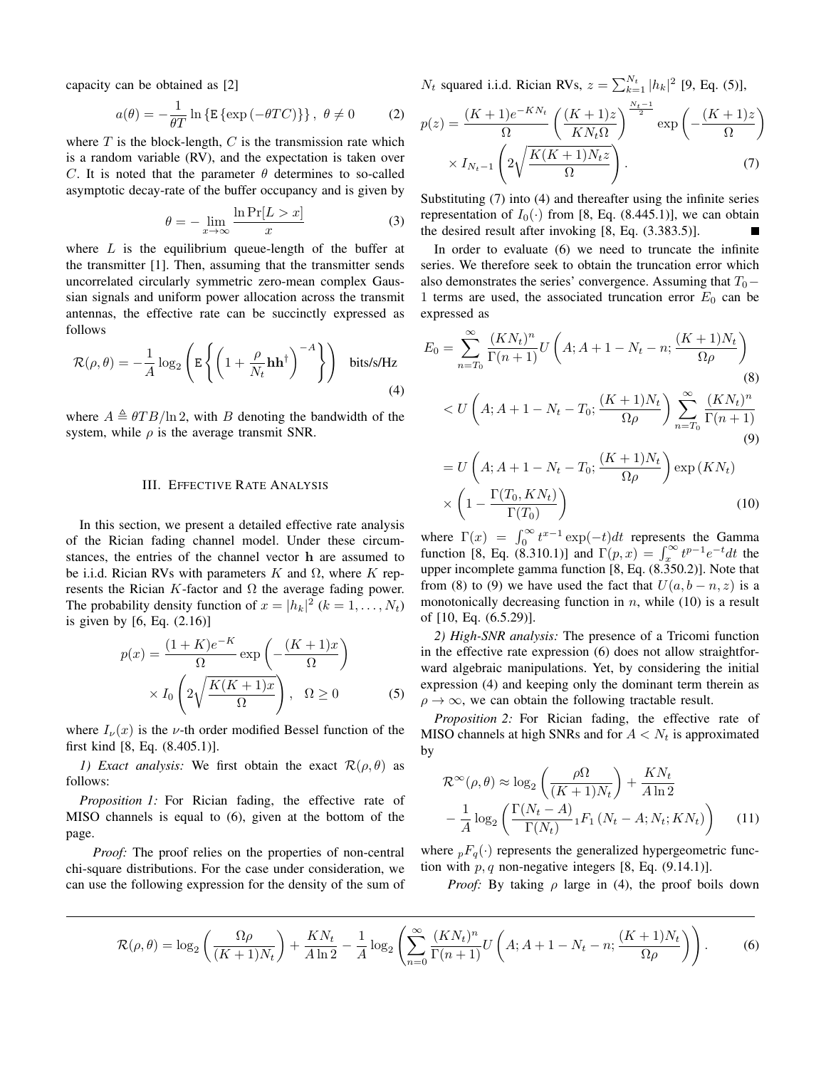capacity can be obtained as [2]

$$a(\theta) = -\frac{1}{\theta T}\ln\left\{\mathrm{E}\left\{\exp\left(-\theta T C\right)\right\}\right\},\ \theta \neq 0 \tag{2}$$

where $T$ is the block-length, $C$ is the transmission rate which is a random variable (RV), and the expectation is taken over $C$. It is noted that the parameter $\theta$ determines to so-called asymptotic decay-rate of the buffer occupancy and is given by

$$\theta = -\lim_{x\to\infty}\frac{\ln \Pr[L > x]}{x} \tag{3}$$

where $L$ is the equilibrium queue-length of the buffer at the transmitter [1]. Then, assuming that the transmitter sends uncorrelated circularly symmetric zero-mean complex Gaussian signals and uniform power allocation across the transmit antennas, the effective rate can be succinctly expressed as follows

$$\mathcal{R}(\rho,\theta) = -\frac{1}{A}\log_2\left(\mathrm{E}\left\{\left(1+\frac{\rho}{N_t}\mathbf{h}\mathbf{h}^{\dagger}\right)^{-A}\right\}\right) \quad \text{bits/s/Hz} \tag{4}$$

where $A \triangleq \theta T B/\ln 2$, with $B$ denoting the bandwidth of the system, while $\rho$ is the average transmit SNR.

## III. Effective Rate Analysis

In this section, we present a detailed effective rate analysis of the Rician fading channel model. Under these circumstances, the entries of the channel vector $\mathbf{h}$ are assumed to be i.i.d. Rician RVs with parameters $K$ and $\Omega$, where $K$ represents the Rician $K$-factor and $\Omega$ the average fading power. The probability density function of $x = |h_k|^2$ $(k = 1,\ldots,N_t)$ is given by [6, Eq. (2.16)]

$$p(x) = \frac{(1+K)e^{-K}}{\Omega}\exp\left(-\frac{(K+1)x}{\Omega}\right) \times I_0\left(2\sqrt{\frac{K(K+1)x}{\Omega}}\right),\quad \Omega \geq 0 \tag{5}$$

where $I_\nu(x)$ is the $\nu$-th order modified Bessel function of the first kind [8, Eq. (8.405.1)].

*1) Exact analysis:* We first obtain the exact $\mathcal{R}(\rho,\theta)$ as follows:

*Proposition 1:* For Rician fading, the effective rate of MISO channels is equal to (6), given at the bottom of the page.

*Proof:* The proof relies on the properties of non-central chi-square distributions. For the case under consideration, we can use the following expression for the density of the sum of $N_t$ squared i.i.d. Rician RVs, $z = \sum_{k=1}^{N_t}|h_k|^2$ [9, Eq. (5)],

$$p(z) = \frac{(K+1)e^{-KN_t}}{\Omega}\left(\frac{(K+1)z}{KN_t\Omega}\right)^{\frac{N_t-1}{2}}\exp\left(-\frac{(K+1)z}{\Omega}\right) \times I_{N_t-1}\left(2\sqrt{\frac{K(K+1)N_t z}{\Omega}}\right). \tag{7}$$

Substituting (7) into (4) and thereafter using the infinite series representation of $I_0(\cdot)$ from [8, Eq. (8.445.1)], we can obtain the desired result after invoking [8, Eq. (3.383.5)]. ■

In order to evaluate (6) we need to truncate the infinite series. We therefore seek to obtain the truncation error which also demonstrates the series' convergence. Assuming that $T_0 - 1$ terms are used, the associated truncation error $E_0$ can be expressed as

$$E_0 = \sum_{n=T_0}^{\infty}\frac{(KN_t)^n}{\Gamma(n+1)}U\left(A;A+1-N_t-n;\frac{(K+1)N_t}{\Omega\rho}\right) \tag{8}$$

$$< U\left(A;A+1-N_t-T_0;\frac{(K+1)N_t}{\Omega\rho}\right)\sum_{n=T_0}^{\infty}\frac{(KN_t)^n}{\Gamma(n+1)} \tag{9}$$

$$= U\left(A;A+1-N_t-T_0;\frac{(K+1)N_t}{\Omega\rho}\right)\exp\left(KN_t\right) \times\left(1-\frac{\Gamma(T_0,KN_t)}{\Gamma(T_0)}\right) \tag{10}$$

where $\Gamma(x) = \int_0^\infty t^{x-1}\exp(-t)dt$ represents the Gamma function [8, Eq. (8.310.1)] and $\Gamma(p,x) = \int_x^\infty t^{p-1}e^{-t}dt$ the upper incomplete gamma function [8, Eq. (8.350.2)]. Note that from (8) to (9) we have used the fact that $U(a,b-n,z)$ is a monotonically decreasing function in $n$, while (10) is a result of [10, Eq. (6.5.29)].

*2) High-SNR analysis:* The presence of a Tricomi function in the effective rate expression (6) does not allow straightforward algebraic manipulations. Yet, by considering the initial expression (4) and keeping only the dominant term therein as $\rho\to\infty$, we can obtain the following tractable result.

*Proposition 2:* For Rician fading, the effective rate of MISO channels at high SNRs and for $A < N_t$ is approximated by

$$\mathcal{R}^{\infty}(\rho,\theta) \approx \log_2\left(\frac{\rho\Omega}{(K+1)N_t}\right) + \frac{KN_t}{A\ln 2} - \frac{1}{A}\log_2\left(\frac{\Gamma(N_t-A)}{\Gamma(N_t)}\,{}_1F_1\left(N_t-A;N_t;KN_t\right)\right) \tag{11}$$

where ${}_pF_q(\cdot)$ represents the generalized hypergeometric function with $p,q$ non-negative integers [8, Eq. (9.14.1)].

*Proof:* By taking $\rho$ large in (4), the proof boils down

$$\mathcal{R}(\rho,\theta) = \log_2\left(\frac{\Omega\rho}{(K+1)N_t}\right) + \frac{KN_t}{A\ln 2} - \frac{1}{A}\log_2\left(\sum_{n=0}^{\infty}\frac{(KN_t)^n}{\Gamma(n+1)}U\left(A;A+1-N_t-n;\frac{(K+1)N_t}{\Omega\rho}\right)\right). \tag{6}$$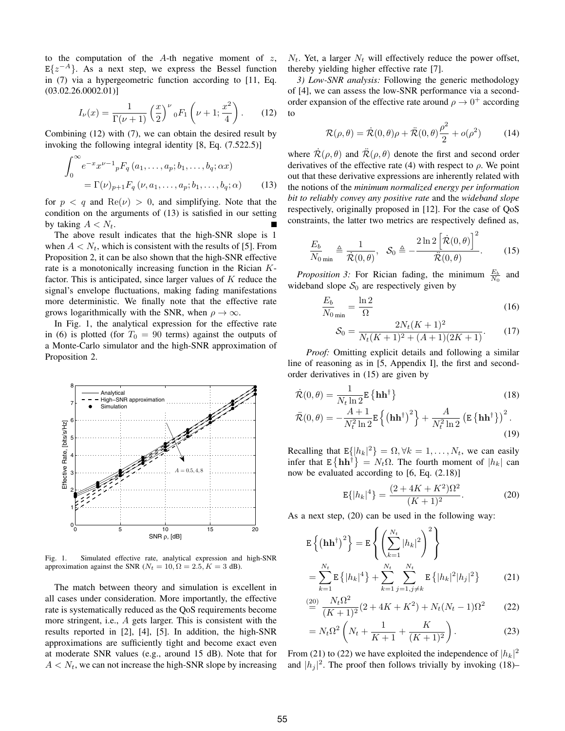to the computation of the $A$-th negative moment of $z$, $\mathrm{E}\{z^{-A}\}$. As a next step, we express the Bessel function in (7) via a hypergeometric function according to [11, Eq. (03.02.26.0002.01)]

$$I_\nu(x) = \frac{1}{\Gamma(\nu+1)}\left(\frac{x}{2}\right)^\nu {}_0F_1\left(\nu+1; \frac{x^2}{4}\right). \quad (12)$$

Combining (12) with (7), we can obtain the desired result by invoking the following integral identity [8, Eq. (7.522.5)]

$$\int_0^\infty e^{-x}x^{\nu-1}{}_pF_q\left(a_1,\ldots,a_p; b_1,\ldots,b_q; \alpha x\right) = \Gamma(\nu){}_{p+1}F_q\left(\nu, a_1,\ldots,a_p; b_1,\ldots,b_q; \alpha\right) \quad (13)$$

for $p < q$ and $\mathrm{Re}(\nu) > 0$, and simplifying. Note that the condition on the arguments of (13) is satisfied in our setting by taking $A < N_t$. ■

The above result indicates that the high-SNR slope is 1 when $A < N_t$, which is consistent with the results of [5]. From Proposition 2, it can be also shown that the high-SNR effective rate is a monotonically increasing function in the Rician $K$-factor. This is anticipated, since larger values of $K$ reduce the signal's envelope fluctuations, making fading manifestations more deterministic. We finally note that the effective rate grows logarithmically with the SNR, when $\rho \to \infty$.

In Fig. 1, the analytical expression for the effective rate in (6) is plotted (for $T_0 = 90$ terms) against the outputs of a Monte-Carlo simulator and the high-SNR approximation of Proposition 2.

Fig. 1. Simulated effective rate, analytical expression and high-SNR approximation against the SNR ($N_t = 10, \Omega = 2.5, K = 3$ dB).

The match between theory and simulation is excellent in all cases under consideration. More importantly, the effective rate is systematically reduced as the QoS requirements become more stringent, i.e., $A$ gets larger. This is consistent with the results reported in [2], [4], [5]. In addition, the high-SNR approximations are sufficiently tight and become exact even at moderate SNR values (e.g., around 15 dB). Note that for $A < N_t$, we can not increase the high-SNR slope by increasing $N_t$. Yet, a larger $N_t$ will effectively reduce the power offset, thereby yielding higher effective rate [7].

*3) Low-SNR analysis:* Following the generic methodology of [4], we can assess the low-SNR performance via a second-order expansion of the effective rate around $\rho \to 0^+$ according to

$$\mathcal{R}(\rho,\theta) = \dot{\mathcal{R}}(0,\theta)\rho + \ddot{\mathcal{R}}(0,\theta)\frac{\rho^2}{2} + o(\rho^2) \quad (14)$$

where $\dot{\mathcal{R}}(\rho,\theta)$ and $\ddot{\mathcal{R}}(\rho,\theta)$ denote the first and second order derivatives of the effective rate (4) with respect to $\rho$. We point out that these derivative expressions are inherently related with the notions of the *minimum normalized energy per information bit to reliably convey any positive rate* and the *wideband slope* respectively, originally proposed in [12]. For the case of QoS constraints, the latter two metrics are respectively defined as,

$$\frac{E_b}{N_0}_{\min} \triangleq \frac{1}{\dot{\mathcal{R}}(0,\theta)}, \quad \mathcal{S}_0 \triangleq -\frac{2\ln 2\left[\dot{\mathcal{R}}(0,\theta)\right]^2}{\ddot{\mathcal{R}}(0,\theta)}. \quad (15)$$

*Proposition 3:* For Rician fading, the minimum $\frac{E_b}{N_0}$ and wideband slope $\mathcal{S}_0$ are respectively given by

$$\frac{E_b}{N_0}_{\min} = \frac{\ln 2}{\Omega} \quad (16)$$

$$\mathcal{S}_0 = \frac{2N_t(K+1)^2}{N_t(K+1)^2 + (A+1)(2K+1)}. \quad (17)$$

*Proof:* Omitting explicit details and following a similar line of reasoning as in [5, Appendix I], the first and second-order derivatives in (15) are given by

$$\dot{\mathcal{R}}(0,\theta) = \frac{1}{N_t \ln 2}\mathrm{E}\left\{\mathbf{h}\mathbf{h}^\dagger\right\} \quad (18)$$

$$\ddot{\mathcal{R}}(0,\theta) = -\frac{A+1}{N_t^2 \ln 2}\mathrm{E}\left\{\left(\mathbf{h}\mathbf{h}^\dagger\right)^2\right\} + \frac{A}{N_t^2 \ln 2}\left(\mathrm{E}\left\{\mathbf{h}\mathbf{h}^\dagger\right\}\right)^2. \quad (19)$$

Recalling that $\mathrm{E}\{|h_k|^2\} = \Omega, \forall k = 1,\ldots,N_t$, we can easily infer that $\mathrm{E}\left\{\mathbf{h}\mathbf{h}^\dagger\right\} = N_t\Omega$. The fourth moment of $|h_k|$ can now be evaluated according to [6, Eq. (2.18)]

$$\mathrm{E}\{|h_k|^4\} = \frac{(2+4K+K^2)\Omega^2}{(K+1)^2}. \quad (20)$$

As a next step, (20) can be used in the following way:

$$\mathrm{E}\left\{\left(\mathbf{h}\mathbf{h}^\dagger\right)^2\right\} = \mathrm{E}\left\{\left(\sum_{k=1}^{N_t}|h_k|^2\right)^2\right\}$$

$$= \sum_{k=1}^{N_t}\mathrm{E}\left\{|h_k|^4\right\} + \sum_{k=1}^{N_t}\sum_{j=1, j\neq k}^{N_t}\mathrm{E}\left\{|h_k|^2|h_j|^2\right\} \quad (21)$$

$$\overset{(20)}{=} \frac{N_t\Omega^2}{(K+1)^2}(2+4K+K^2) + N_t(N_t-1)\Omega^2 \quad (22)$$

$$= N_t\Omega^2\left(N_t + \frac{1}{K+1} + \frac{K}{(K+1)^2}\right). \quad (23)$$

From (21) to (22) we have exploited the independence of $|h_k|^2$ and $|h_j|^2$. The proof then follows trivially by invoking (18)–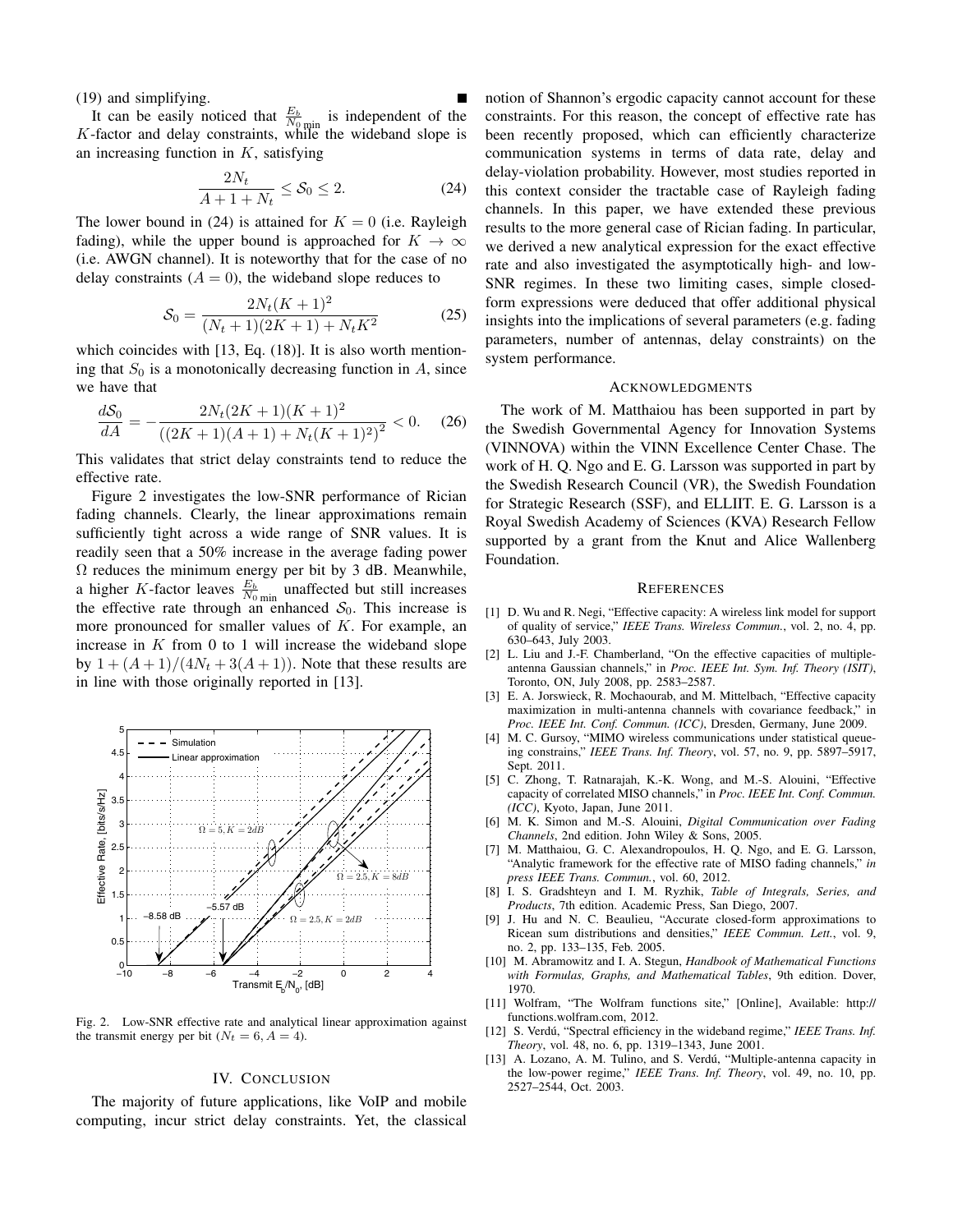(19) and simplifying. ■

It can be easily noticed that $\frac{E_b}{N_0}_{\min}$ is independent of the $K$-factor and delay constraints, while the wideband slope is an increasing function in $K$, satisfying

$$\frac{2N_t}{A+1+N_t} \leq \mathcal{S}_0 \leq 2. \tag{24}$$

The lower bound in (24) is attained for $K = 0$ (i.e. Rayleigh fading), while the upper bound is approached for $K \to \infty$ (i.e. AWGN channel). It is noteworthy that for the case of no delay constraints ($A = 0$), the wideband slope reduces to

$$\mathcal{S}_0 = \frac{2N_t(K+1)^2}{(N_t+1)(2K+1) + N_t K^2} \tag{25}$$

which coincides with [13, Eq. (18)]. It is also worth mentioning that $S_0$ is a monotonically decreasing function in $A$, since we have that

$$\frac{d\mathcal{S}_0}{dA} = -\frac{2N_t(2K+1)(K+1)^2}{\left((2K+1)(A+1) + N_t(K+1)^2\right)^2} < 0. \tag{26}$$

This validates that strict delay constraints tend to reduce the effective rate.

Figure 2 investigates the low-SNR performance of Rician fading channels. Clearly, the linear approximations remain sufficiently tight across a wide range of SNR values. It is readily seen that a 50% increase in the average fading power $\Omega$ reduces the minimum energy per bit by 3 dB. Meanwhile, a higher $K$-factor leaves $\frac{E_b}{N_0}_{\min}$ unaffected but still increases the effective rate through an enhanced $\mathcal{S}_0$. This increase is more pronounced for smaller values of $K$. For example, an increase in $K$ from 0 to 1 will increase the wideband slope by $1 + (A+1)/(4N_t + 3(A+1))$. Note that these results are in line with those originally reported in [13].

Simulation
Linear approximation
$\Omega = 5, K = 2dB$
$\Omega = 2.5, K = 8dB$
$\Omega = 2.5, K = 2dB$
−8.58 dB
−5.57 dB
Effective Rate, [bits/s/Hz]
Transmit $E_b/N_0$, [dB]

Fig. 2. Low-SNR effective rate and analytical linear approximation against the transmit energy per bit ($N_t = 6, A = 4$).

## IV. Conclusion

The majority of future applications, like VoIP and mobile computing, incur strict delay constraints. Yet, the classical notion of Shannon's ergodic capacity cannot account for these constraints. For this reason, the concept of effective rate has been recently proposed, which can efficiently characterize communication systems in terms of data rate, delay and delay-violation probability. However, most studies reported in this context consider the tractable case of Rayleigh fading channels. In this paper, we have extended these previous results to the more general case of Rician fading. In particular, we derived a new analytical expression for the exact effective rate and also investigated the asymptotically high- and low-SNR regimes. In these two limiting cases, simple closed-form expressions were deduced that offer additional physical insights into the implications of several parameters (e.g. fading parameters, number of antennas, delay constraints) on the system performance.

## Acknowledgments

The work of M. Matthaiou has been supported in part by the Swedish Governmental Agency for Innovation Systems (VINNOVA) within the VINN Excellence Center Chase. The work of H. Q. Ngo and E. G. Larsson was supported in part by the Swedish Research Council (VR), the Swedish Foundation for Strategic Research (SSF), and ELLIIT. E. G. Larsson is a Royal Swedish Academy of Sciences (KVA) Research Fellow supported by a grant from the Knut and Alice Wallenberg Foundation.

## References

[1] D. Wu and R. Negi, "Effective capacity: A wireless link model for support of quality of service," *IEEE Trans. Wireless Commun.*, vol. 2, no. 4, pp. 630–643, July 2003.

[2] L. Liu and J.-F. Chamberland, "On the effective capacities of multiple-antenna Gaussian channels," in *Proc. IEEE Int. Sym. Inf. Theory (ISIT)*, Toronto, ON, July 2008, pp. 2583–2587.

[3] E. A. Jorswieck, R. Mochaourab, and M. Mittelbach, "Effective capacity maximization in multi-antenna channels with covariance feedback," in *Proc. IEEE Int. Conf. Commun. (ICC)*, Dresden, Germany, June 2009.

[4] M. C. Gursoy, "MIMO wireless communications under statistical queueing constrains," *IEEE Trans. Inf. Theory*, vol. 57, no. 9, pp. 5897–5917, Sept. 2011.

[5] C. Zhong, T. Ratnarajah, K.-K. Wong, and M.-S. Alouini, "Effective capacity of correlated MISO channels," in *Proc. IEEE Int. Conf. Commun. (ICC)*, Kyoto, Japan, June 2011.

[6] M. K. Simon and M.-S. Alouini, *Digital Communication over Fading Channels*, 2nd edition. John Wiley & Sons, 2005.

[7] M. Matthaiou, G. C. Alexandropoulos, H. Q. Ngo, and E. G. Larsson, "Analytic framework for the effective rate of MISO fading channels," *in press IEEE Trans. Commun.*, vol. 60, 2012.

[8] I. S. Gradshteyn and I. M. Ryzhik, *Table of Integrals, Series, and Products*, 7th edition. Academic Press, San Diego, 2007.

[9] J. Hu and N. C. Beaulieu, "Accurate closed-form approximations to Ricean sum distributions and densities," *IEEE Commun. Lett.*, vol. 9, no. 2, pp. 133–135, Feb. 2005.

[10] M. Abramowitz and I. A. Stegun, *Handbook of Mathematical Functions with Formulas, Graphs, and Mathematical Tables*, 9th edition. Dover, 1970.

[11] Wolfram, "The Wolfram functions site," [Online], Available: http://functions.wolfram.com, 2012.

[12] S. Verdú, "Spectral efficiency in the wideband regime," *IEEE Trans. Inf. Theory*, vol. 48, no. 6, pp. 1319–1343, June 2001.

[13] A. Lozano, A. M. Tulino, and S. Verdú, "Multiple-antenna capacity in the low-power regime," *IEEE Trans. Inf. Theory*, vol. 49, no. 10, pp. 2527–2544, Oct. 2003.